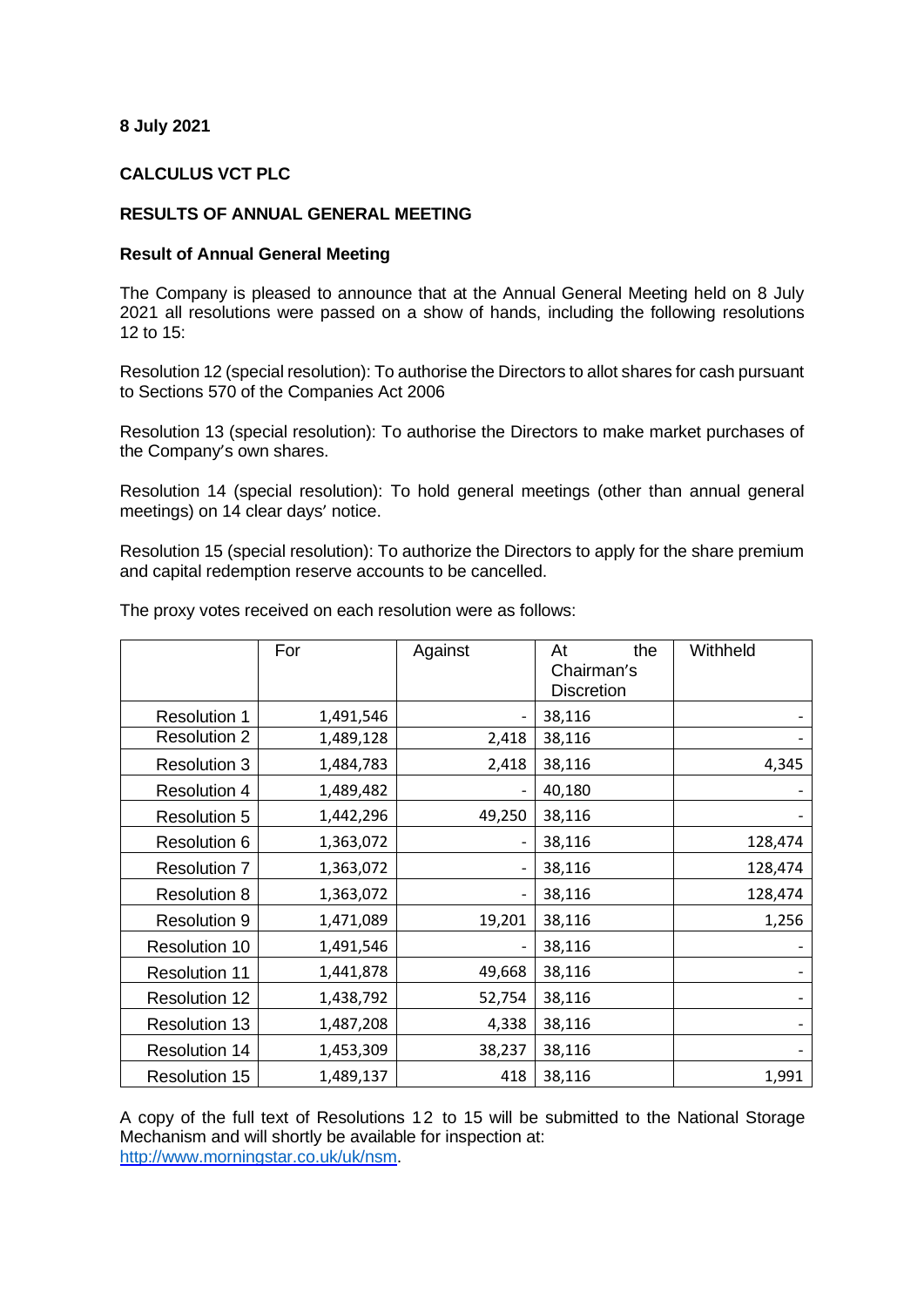**8 July 2021**

**CALCULUS VCT PLC**

**RESULTS OF ANNUAL GENERAL MEETING**

**Result of Annual General Meeting**

The Company is pleased to announce that at the Annual General Meeting held on 8 July 2021 all resolutions were passed on a show of hands, including the following resolutions 12 to 15:

Resolution 12 (special resolution): To authorise the Directors to allot shares for cash pursuant to Sections 570 of the Companies Act 2006

Resolution 13 (special resolution): To authorise the Directors to make market purchases of the Company's own shares.

Resolution 14 (special resolution): To hold general meetings (other than annual general meetings) on 14 clear days' notice.

Resolution 15 (special resolution): To authorize the Directors to apply for the share premium and capital redemption reserve accounts to be cancelled.

The proxy votes received on each resolution were as follows:

| | For | Against | At the Chairman's Discretion | Withheld |
|---|---|---|---|---|
| Resolution 1 | 1,491,546 | - | 38,116 | - |
| Resolution 2 | 1,489,128 | 2,418 | 38,116 | - |
| Resolution 3 | 1,484,783 | 2,418 | 38,116 | 4,345 |
| Resolution 4 | 1,489,482 | - | 40,180 | - |
| Resolution 5 | 1,442,296 | 49,250 | 38,116 | - |
| Resolution 6 | 1,363,072 | - | 38,116 | 128,474 |
| Resolution 7 | 1,363,072 | - | 38,116 | 128,474 |
| Resolution 8 | 1,363,072 | - | 38,116 | 128,474 |
| Resolution 9 | 1,471,089 | 19,201 | 38,116 | 1,256 |
| Resolution 10 | 1,491,546 | - | 38,116 | - |
| Resolution 11 | 1,441,878 | 49,668 | 38,116 | - |
| Resolution 12 | 1,438,792 | 52,754 | 38,116 | - |
| Resolution 13 | 1,487,208 | 4,338 | 38,116 | - |
| Resolution 14 | 1,453,309 | 38,237 | 38,116 | - |
| Resolution 15 | 1,489,137 | 418 | 38,116 | 1,991 |

A copy of the full text of Resolutions 12 to 15 will be submitted to the National Storage Mechanism and will shortly be available for inspection at: http://www.morningstar.co.uk/uk/nsm.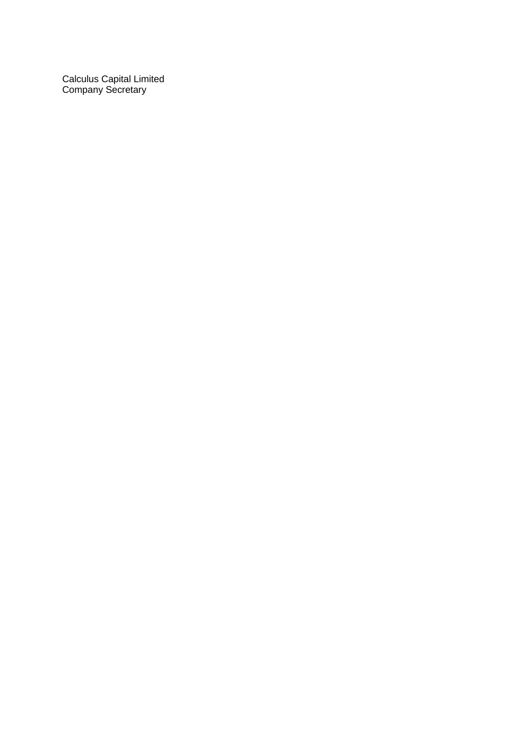Calculus Capital Limited
Company Secretary